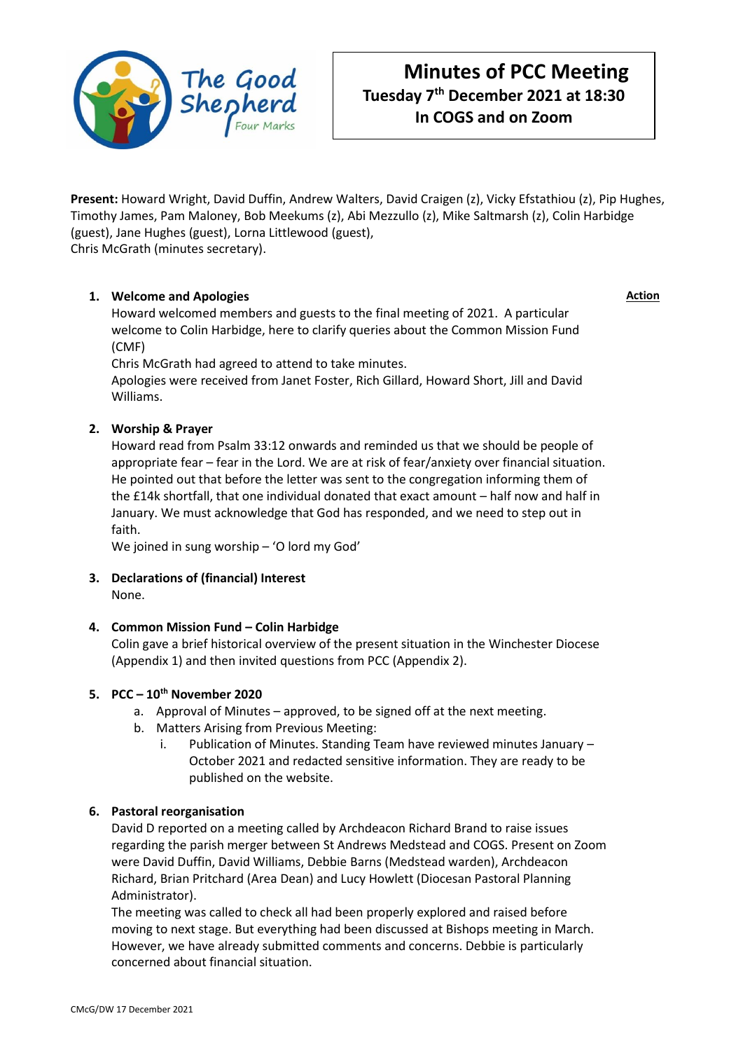The Good Shepherd Four Marks

# Minutes of PCC Meeting

**Tuesday 7th December 2021 at 18:30**
**In COGS and on Zoom**

**Present:** Howard Wright, David Duffin, Andrew Walters, David Craigen (z), Vicky Efstathiou (z), Pip Hughes, Timothy James, Pam Maloney, Bob Meekums (z), Abi Mezzullo (z), Mike Saltmarsh (z), Colin Harbidge (guest), Jane Hughes (guest), Lorna Littlewood (guest),
Chris McGrath (minutes secretary).

**Action**

1. **Welcome and Apologies**
   Howard welcomed members and guests to the final meeting of 2021. A particular welcome to Colin Harbidge, here to clarify queries about the Common Mission Fund (CMF)
   Chris McGrath had agreed to attend to take minutes.
   Apologies were received from Janet Foster, Rich Gillard, Howard Short, Jill and David Williams.

2. **Worship & Prayer**
   Howard read from Psalm 33:12 onwards and reminded us that we should be people of appropriate fear – fear in the Lord. We are at risk of fear/anxiety over financial situation. He pointed out that before the letter was sent to the congregation informing them of the £14k shortfall, that one individual donated that exact amount – half now and half in January. We must acknowledge that God has responded, and we need to step out in faith.
   We joined in sung worship – 'O lord my God'

3. **Declarations of (financial) Interest**
   None.

4. **Common Mission Fund – Colin Harbidge**
   Colin gave a brief historical overview of the present situation in the Winchester Diocese (Appendix 1) and then invited questions from PCC (Appendix 2).

5. **PCC – 10th November 2020**
   a. Approval of Minutes – approved, to be signed off at the next meeting.
   b. Matters Arising from Previous Meeting:
      i. Publication of Minutes. Standing Team have reviewed minutes January – October 2021 and redacted sensitive information. They are ready to be published on the website.

6. **Pastoral reorganisation**
   David D reported on a meeting called by Archdeacon Richard Brand to raise issues regarding the parish merger between St Andrews Medstead and COGS. Present on Zoom were David Duffin, David Williams, Debbie Barns (Medstead warden), Archdeacon Richard, Brian Pritchard (Area Dean) and Lucy Howlett (Diocesan Pastoral Planning Administrator).
   The meeting was called to check all had been properly explored and raised before moving to next stage. But everything had been discussed at Bishops meeting in March. However, we have already submitted comments and concerns. Debbie is particularly concerned about financial situation.

CMcG/DW 17 December 2021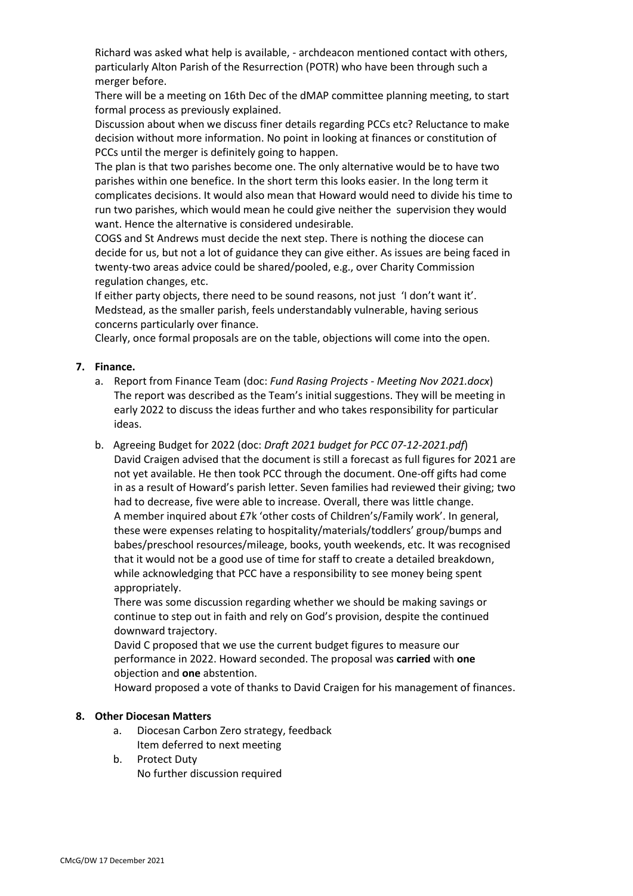Richard was asked what help is available, - archdeacon mentioned contact with others, particularly Alton Parish of the Resurrection (POTR) who have been through such a merger before.

There will be a meeting on 16th Dec of the dMAP committee planning meeting, to start formal process as previously explained.

Discussion about when we discuss finer details regarding PCCs etc? Reluctance to make decision without more information. No point in looking at finances or constitution of PCCs until the merger is definitely going to happen.

The plan is that two parishes become one. The only alternative would be to have two parishes within one benefice. In the short term this looks easier. In the long term it complicates decisions. It would also mean that Howard would need to divide his time to run two parishes, which would mean he could give neither the supervision they would want. Hence the alternative is considered undesirable.

COGS and St Andrews must decide the next step. There is nothing the diocese can decide for us, but not a lot of guidance they can give either. As issues are being faced in twenty-two areas advice could be shared/pooled, e.g., over Charity Commission regulation changes, etc.

If either party objects, there need to be sound reasons, not just 'I don't want it'. Medstead, as the smaller parish, feels understandably vulnerable, having serious concerns particularly over finance.

Clearly, once formal proposals are on the table, objections will come into the open.

**7. Finance.**

a. Report from Finance Team (doc: *Fund Rasing Projects - Meeting Nov 2021.docx*)
   The report was described as the Team's initial suggestions. They will be meeting in early 2022 to discuss the ideas further and who takes responsibility for particular ideas.

b. Agreeing Budget for 2022 (doc: *Draft 2021 budget for PCC 07-12-2021.pdf*)
   David Craigen advised that the document is still a forecast as full figures for 2021 are not yet available. He then took PCC through the document. One-off gifts had come in as a result of Howard's parish letter. Seven families had reviewed their giving; two had to decrease, five were able to increase. Overall, there was little change.
   A member inquired about £7k 'other costs of Children's/Family work'. In general, these were expenses relating to hospitality/materials/toddlers' group/bumps and babes/preschool resources/mileage, books, youth weekends, etc. It was recognised that it would not be a good use of time for staff to create a detailed breakdown, while acknowledging that PCC have a responsibility to see money being spent appropriately.
   There was some discussion regarding whether we should be making savings or continue to step out in faith and rely on God's provision, despite the continued downward trajectory.
   David C proposed that we use the current budget figures to measure our performance in 2022. Howard seconded. The proposal was **carried** with **one** objection and **one** abstention.
   Howard proposed a vote of thanks to David Craigen for his management of finances.

**8. Other Diocesan Matters**

a. Diocesan Carbon Zero strategy, feedback
   Item deferred to next meeting
b. Protect Duty
   No further discussion required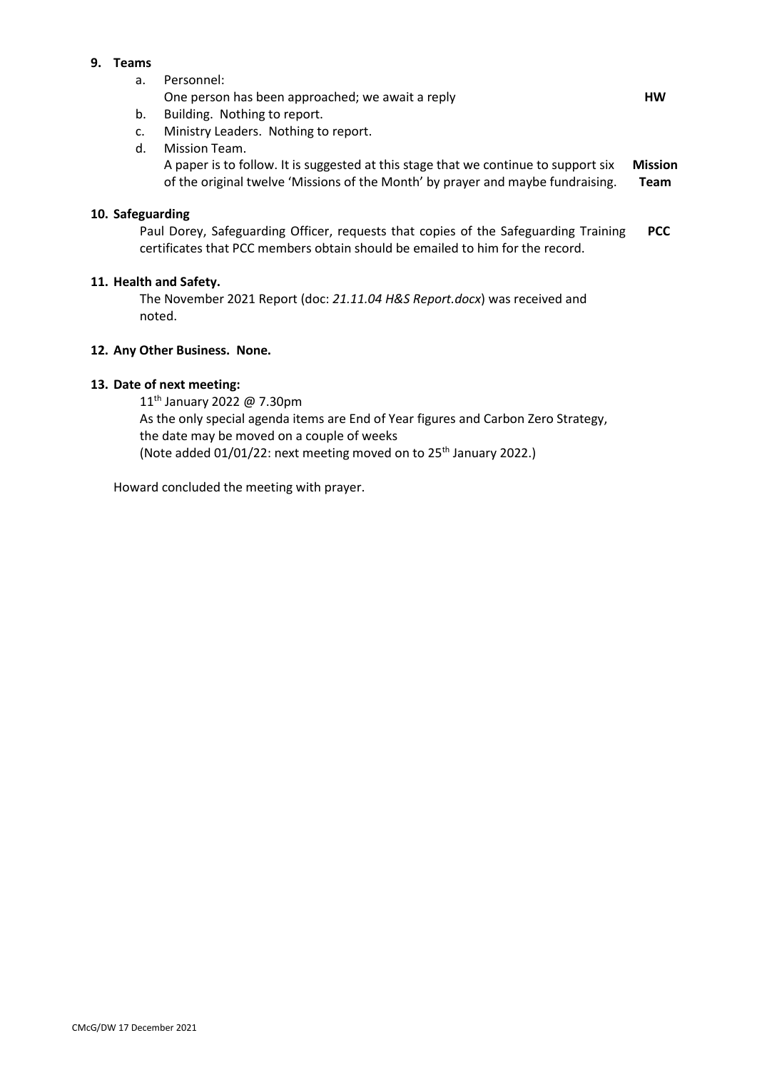## 9. Teams

a. Personnel:
   One person has been approached; we await a reply **HW**

b. Building. Nothing to report.

c. Ministry Leaders. Nothing to report.

d. Mission Team.
   A paper is to follow. It is suggested at this stage that we continue to support six of the original twelve 'Missions of the Month' by prayer and maybe fundraising. **Mission Team**

## 10. Safeguarding

Paul Dorey, Safeguarding Officer, requests that copies of the Safeguarding Training certificates that PCC members obtain should be emailed to him for the record. **PCC**

## 11. Health and Safety.

The November 2021 Report (doc: *21.11.04 H&S Report.docx*) was received and noted.

## 12. Any Other Business. None.

## 13. Date of next meeting:

11th January 2022 @ 7.30pm
As the only special agenda items are End of Year figures and Carbon Zero Strategy, the date may be moved on a couple of weeks
(Note added 01/01/22: next meeting moved on to 25th January 2022.)

Howard concluded the meeting with prayer.

CMcG/DW 17 December 2021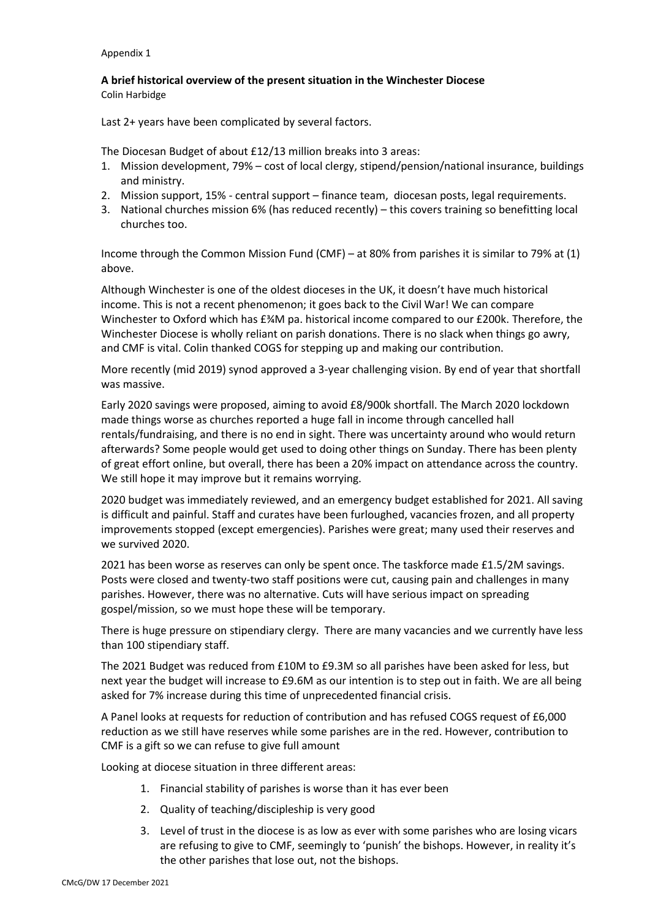Appendix 1

**A brief historical overview of the present situation in the Winchester Diocese**
Colin Harbidge

Last 2+ years have been complicated by several factors.

The Diocesan Budget of about £12/13 million breaks into 3 areas:

1. Mission development, 79% – cost of local clergy, stipend/pension/national insurance, buildings and ministry.
2. Mission support, 15% - central support – finance team, diocesan posts, legal requirements.
3. National churches mission 6% (has reduced recently) – this covers training so benefitting local churches too.

Income through the Common Mission Fund (CMF) – at 80% from parishes it is similar to 79% at (1) above.

Although Winchester is one of the oldest dioceses in the UK, it doesn't have much historical income. This is not a recent phenomenon; it goes back to the Civil War! We can compare Winchester to Oxford which has £¾M pa. historical income compared to our £200k. Therefore, the Winchester Diocese is wholly reliant on parish donations. There is no slack when things go awry, and CMF is vital. Colin thanked COGS for stepping up and making our contribution.

More recently (mid 2019) synod approved a 3-year challenging vision. By end of year that shortfall was massive.

Early 2020 savings were proposed, aiming to avoid £8/900k shortfall. The March 2020 lockdown made things worse as churches reported a huge fall in income through cancelled hall rentals/fundraising, and there is no end in sight. There was uncertainty around who would return afterwards? Some people would get used to doing other things on Sunday. There has been plenty of great effort online, but overall, there has been a 20% impact on attendance across the country. We still hope it may improve but it remains worrying.

2020 budget was immediately reviewed, and an emergency budget established for 2021. All saving is difficult and painful. Staff and curates have been furloughed, vacancies frozen, and all property improvements stopped (except emergencies). Parishes were great; many used their reserves and we survived 2020.

2021 has been worse as reserves can only be spent once. The taskforce made £1.5/2M savings. Posts were closed and twenty-two staff positions were cut, causing pain and challenges in many parishes. However, there was no alternative. Cuts will have serious impact on spreading gospel/mission, so we must hope these will be temporary.

There is huge pressure on stipendiary clergy. There are many vacancies and we currently have less than 100 stipendiary staff.

The 2021 Budget was reduced from £10M to £9.3M so all parishes have been asked for less, but next year the budget will increase to £9.6M as our intention is to step out in faith. We are all being asked for 7% increase during this time of unprecedented financial crisis.

A Panel looks at requests for reduction of contribution and has refused COGS request of £6,000 reduction as we still have reserves while some parishes are in the red. However, contribution to CMF is a gift so we can refuse to give full amount

Looking at diocese situation in three different areas:

1. Financial stability of parishes is worse than it has ever been
2. Quality of teaching/discipleship is very good
3. Level of trust in the diocese is as low as ever with some parishes who are losing vicars are refusing to give to CMF, seemingly to 'punish' the bishops. However, in reality it's the other parishes that lose out, not the bishops.

CMcG/DW 17 December 2021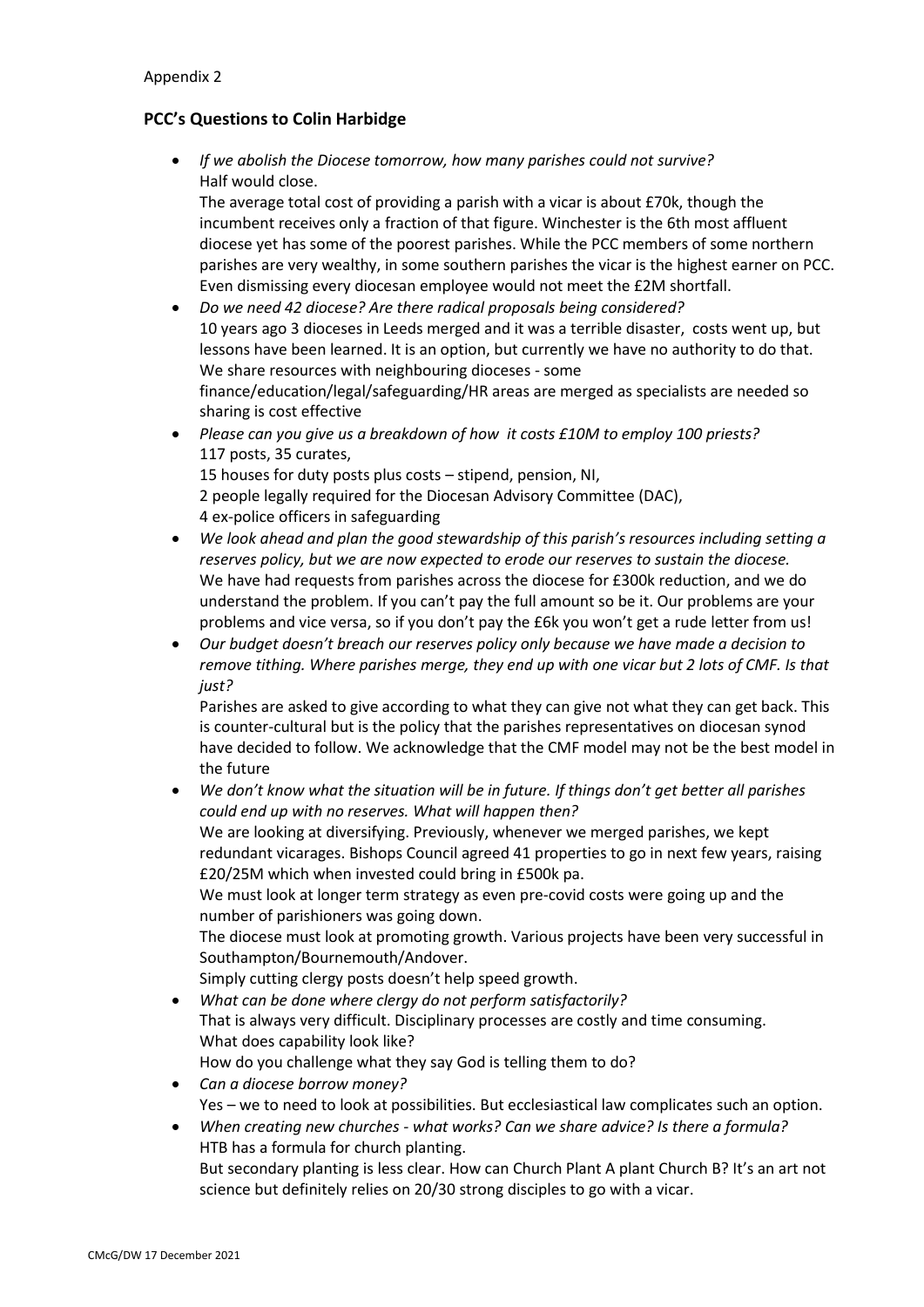Appendix 2

**PCC's Questions to Colin Harbidge**

- *If we abolish the Diocese tomorrow, how many parishes could not survive?*
  Half would close.
  The average total cost of providing a parish with a vicar is about £70k, though the incumbent receives only a fraction of that figure. Winchester is the 6th most affluent diocese yet has some of the poorest parishes. While the PCC members of some northern parishes are very wealthy, in some southern parishes the vicar is the highest earner on PCC. Even dismissing every diocesan employee would not meet the £2M shortfall.
- *Do we need 42 diocese? Are there radical proposals being considered?*
  10 years ago 3 dioceses in Leeds merged and it was a terrible disaster, costs went up, but lessons have been learned. It is an option, but currently we have no authority to do that. We share resources with neighbouring dioceses - some finance/education/legal/safeguarding/HR areas are merged as specialists are needed so sharing is cost effective
- *Please can you give us a breakdown of how it costs £10M to employ 100 priests?*
  117 posts, 35 curates,
  15 houses for duty posts plus costs – stipend, pension, NI,
  2 people legally required for the Diocesan Advisory Committee (DAC),
  4 ex-police officers in safeguarding
- *We look ahead and plan the good stewardship of this parish's resources including setting a reserves policy, but we are now expected to erode our reserves to sustain the diocese.*
  We have had requests from parishes across the diocese for £300k reduction, and we do understand the problem. If you can't pay the full amount so be it. Our problems are your problems and vice versa, so if you don't pay the £6k you won't get a rude letter from us!
- *Our budget doesn't breach our reserves policy only because we have made a decision to remove tithing. Where parishes merge, they end up with one vicar but 2 lots of CMF. Is that just?*
  Parishes are asked to give according to what they can give not what they can get back. This is counter-cultural but is the policy that the parishes representatives on diocesan synod have decided to follow. We acknowledge that the CMF model may not be the best model in the future
- *We don't know what the situation will be in future. If things don't get better all parishes could end up with no reserves. What will happen then?*
  We are looking at diversifying. Previously, whenever we merged parishes, we kept redundant vicarages. Bishops Council agreed 41 properties to go in next few years, raising £20/25M which when invested could bring in £500k pa.
  We must look at longer term strategy as even pre-covid costs were going up and the number of parishioners was going down.
  The diocese must look at promoting growth. Various projects have been very successful in Southampton/Bournemouth/Andover.
  Simply cutting clergy posts doesn't help speed growth.
- *What can be done where clergy do not perform satisfactorily?*
  That is always very difficult. Disciplinary processes are costly and time consuming.
  What does capability look like?
  How do you challenge what they say God is telling them to do?
- *Can a diocese borrow money?*
  Yes – we to need to look at possibilities. But ecclesiastical law complicates such an option.
- *When creating new churches - what works? Can we share advice? Is there a formula?*
  HTB has a formula for church planting.
  But secondary planting is less clear. How can Church Plant A plant Church B? It's an art not science but definitely relies on 20/30 strong disciples to go with a vicar.

CMcG/DW 17 December 2021